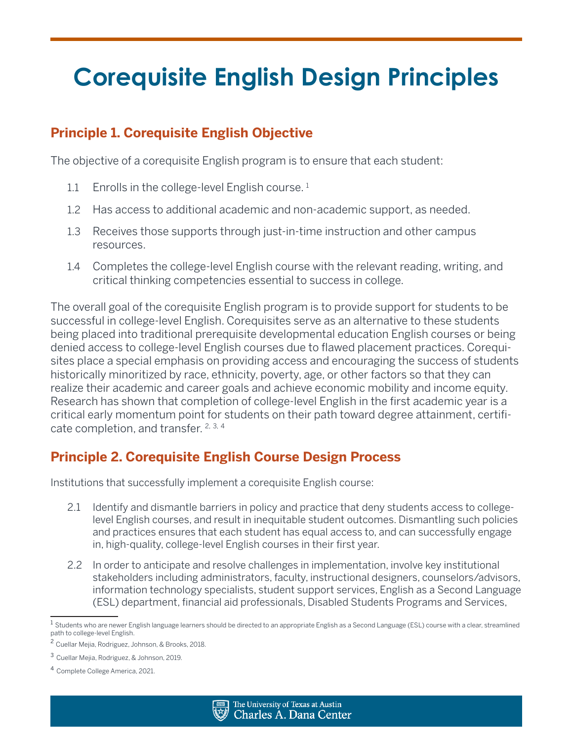# Corequisite English Design Principles

## Principle 1. Corequisite English Objective

The objective of a corequisite English program is to ensure that each student:

1.1 Enrolls in the college-level English course. [1]

1.2 Has access to additional academic and non-academic support, as needed.

1.3 Receives those supports through just-in-time instruction and other campus resources.

1.4 Completes the college-level English course with the relevant reading, writing, and critical thinking competencies essential to success in college.

The overall goal of the corequisite English program is to provide support for students to be successful in college-level English. Corequisites serve as an alternative to these students being placed into traditional prerequisite developmental education English courses or being denied access to college-level English courses due to flawed placement practices. Corequisites place a special emphasis on providing access and encouraging the success of students historically minoritized by race, ethnicity, poverty, age, or other factors so that they can realize their academic and career goals and achieve economic mobility and income equity. Research has shown that completion of college-level English in the first academic year is a critical early momentum point for students on their path toward degree attainment, certificate completion, and transfer. [2, 3, 4]

## Principle 2. Corequisite English Course Design Process

Institutions that successfully implement a corequisite English course:

2.1 Identify and dismantle barriers in policy and practice that deny students access to college-level English courses, and result in inequitable student outcomes. Dismantling such policies and practices ensures that each student has equal access to, and can successfully engage in, high-quality, college-level English courses in their first year.

2.2 In order to anticipate and resolve challenges in implementation, involve key institutional stakeholders including administrators, faculty, instructional designers, counselors/advisors, information technology specialists, student support services, English as a Second Language (ESL) department, financial aid professionals, Disabled Students Programs and Services,

---

[1] Students who are newer English language learners should be directed to an appropriate English as a Second Language (ESL) course with a clear, streamlined path to college-level English.

[2] Cuellar Mejia, Rodriguez, Johnson, & Brooks, 2018.

[3] Cuellar Mejia, Rodriguez, & Johnson, 2019.

[4] Complete College America, 2021.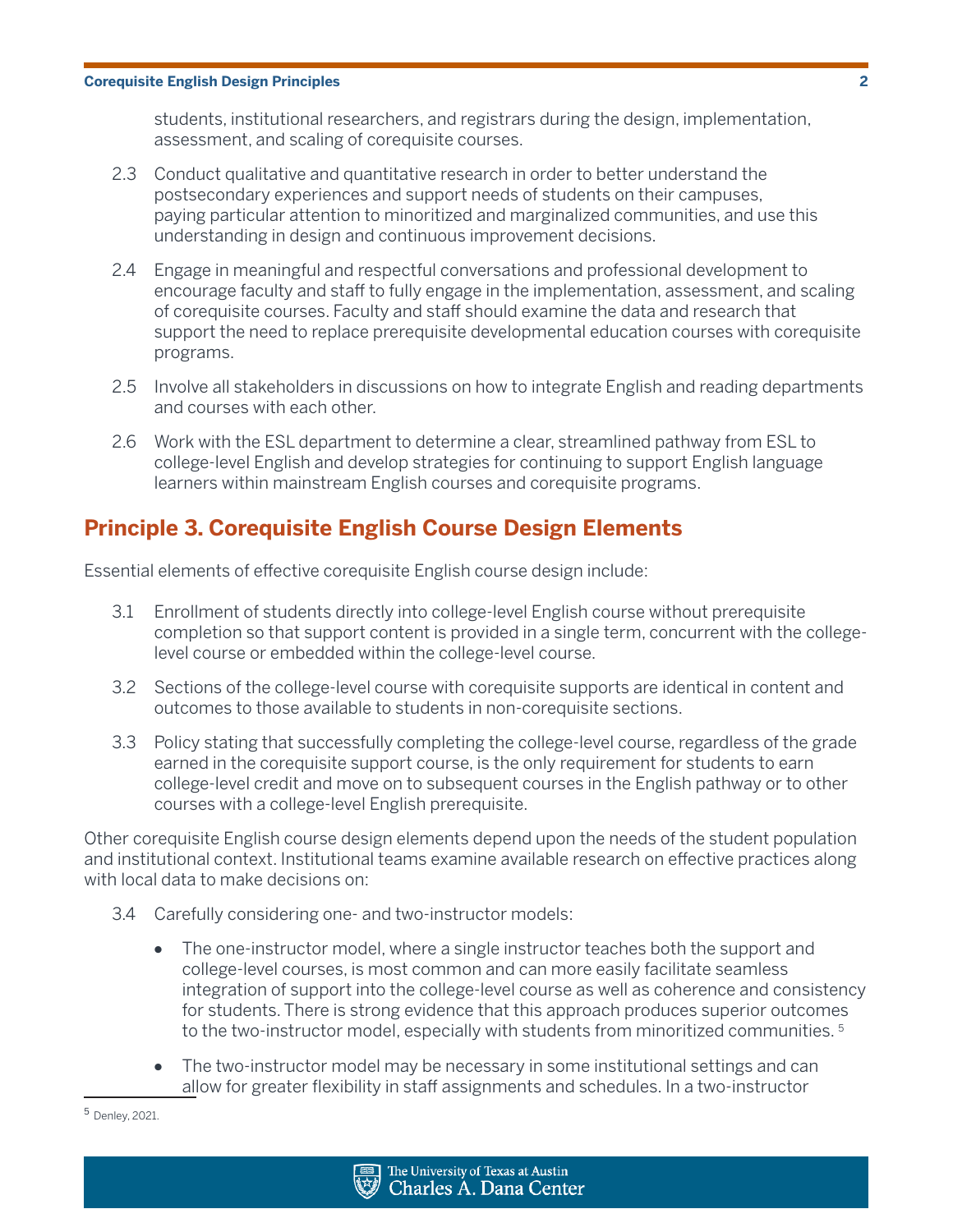students, institutional researchers, and registrars during the design, implementation, assessment, and scaling of corequisite courses.

2.3 Conduct qualitative and quantitative research in order to better understand the postsecondary experiences and support needs of students on their campuses, paying particular attention to minoritized and marginalized communities, and use this understanding in design and continuous improvement decisions.

2.4 Engage in meaningful and respectful conversations and professional development to encourage faculty and staff to fully engage in the implementation, assessment, and scaling of corequisite courses. Faculty and staff should examine the data and research that support the need to replace prerequisite developmental education courses with corequisite programs.

2.5 Involve all stakeholders in discussions on how to integrate English and reading departments and courses with each other.

2.6 Work with the ESL department to determine a clear, streamlined pathway from ESL to college-level English and develop strategies for continuing to support English language learners within mainstream English courses and corequisite programs.

## Principle 3. Corequisite English Course Design Elements

Essential elements of effective corequisite English course design include:

3.1 Enrollment of students directly into college-level English course without prerequisite completion so that support content is provided in a single term, concurrent with the college-level course or embedded within the college-level course.

3.2 Sections of the college-level course with corequisite supports are identical in content and outcomes to those available to students in non-corequisite sections.

3.3 Policy stating that successfully completing the college-level course, regardless of the grade earned in the corequisite support course, is the only requirement for students to earn college-level credit and move on to subsequent courses in the English pathway or to other courses with a college-level English prerequisite.

Other corequisite English course design elements depend upon the needs of the student population and institutional context. Institutional teams examine available research on effective practices along with local data to make decisions on:

3.4 Carefully considering one- and two-instructor models:

- The one-instructor model, where a single instructor teaches both the support and college-level courses, is most common and can more easily facilitate seamless integration of support into the college-level course as well as coherence and consistency for students. There is strong evidence that this approach produces superior outcomes to the two-instructor model, especially with students from minoritized communities. [5]
- The two-instructor model may be necessary in some institutional settings and can allow for greater flexibility in staff assignments and schedules. In a two-instructor

[5] Denley, 2021.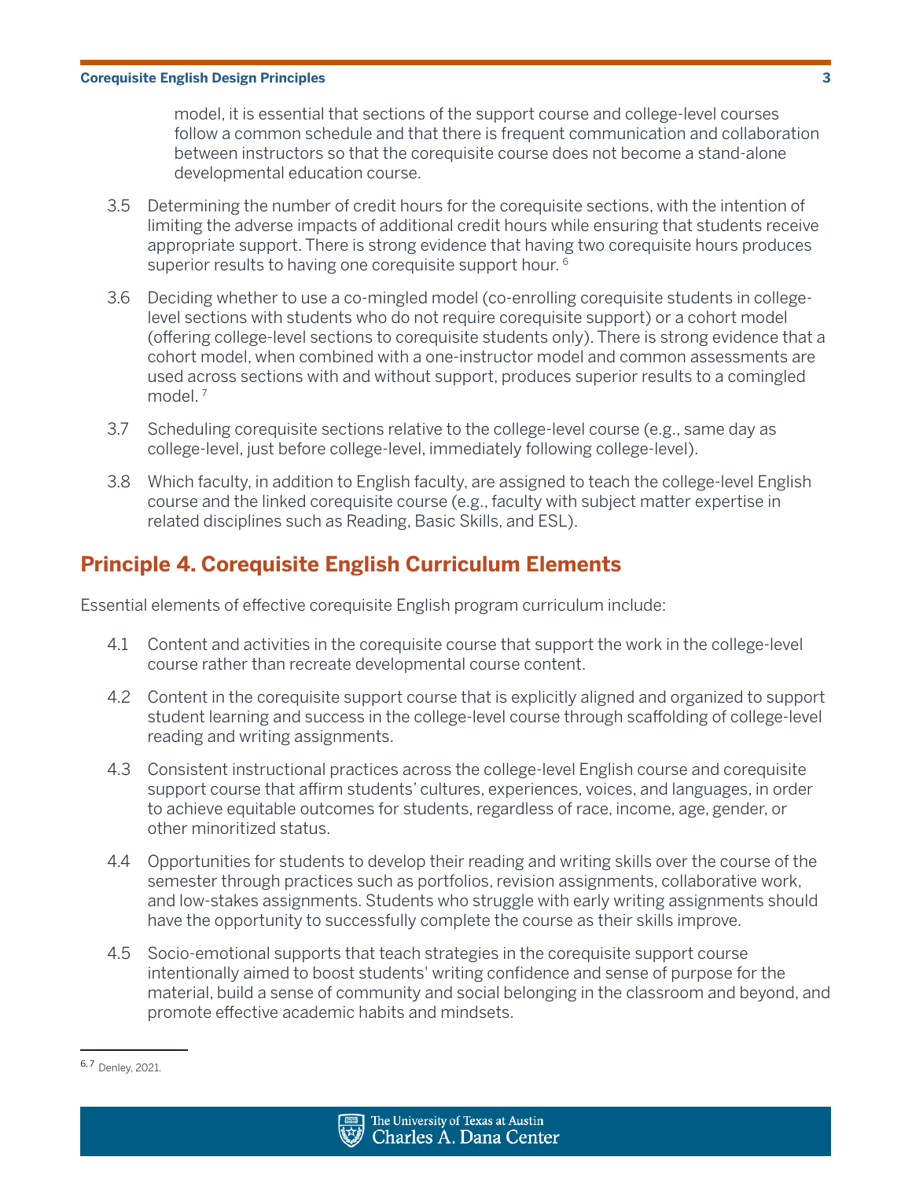model, it is essential that sections of the support course and college-level courses follow a common schedule and that there is frequent communication and collaboration between instructors so that the corequisite course does not become a stand-alone developmental education course.

3.5 Determining the number of credit hours for the corequisite sections, with the intention of limiting the adverse impacts of additional credit hours while ensuring that students receive appropriate support. There is strong evidence that having two corequisite hours produces superior results to having one corequisite support hour. [6]

3.6 Deciding whether to use a co-mingled model (co-enrolling corequisite students in college-level sections with students who do not require corequisite support) or a cohort model (offering college-level sections to corequisite students only). There is strong evidence that a cohort model, when combined with a one-instructor model and common assessments are used across sections with and without support, produces superior results to a comingled model. [7]

3.7 Scheduling corequisite sections relative to the college-level course (e.g., same day as college-level, just before college-level, immediately following college-level).

3.8 Which faculty, in addition to English faculty, are assigned to teach the college-level English course and the linked corequisite course (e.g., faculty with subject matter expertise in related disciplines such as Reading, Basic Skills, and ESL).

## Principle 4. Corequisite English Curriculum Elements

Essential elements of effective corequisite English program curriculum include:

4.1 Content and activities in the corequisite course that support the work in the college-level course rather than recreate developmental course content.

4.2 Content in the corequisite support course that is explicitly aligned and organized to support student learning and success in the college-level course through scaffolding of college-level reading and writing assignments.

4.3 Consistent instructional practices across the college-level English course and corequisite support course that affirm students' cultures, experiences, voices, and languages, in order to achieve equitable outcomes for students, regardless of race, income, age, gender, or other minoritized status.

4.4 Opportunities for students to develop their reading and writing skills over the course of the semester through practices such as portfolios, revision assignments, collaborative work, and low-stakes assignments. Students who struggle with early writing assignments should have the opportunity to successfully complete the course as their skills improve.

4.5 Socio-emotional supports that teach strategies in the corequisite support course intentionally aimed to boost students' writing confidence and sense of purpose for the material, build a sense of community and social belonging in the classroom and beyond, and promote effective academic habits and mindsets.

---

[6, 7] Denley, 2021.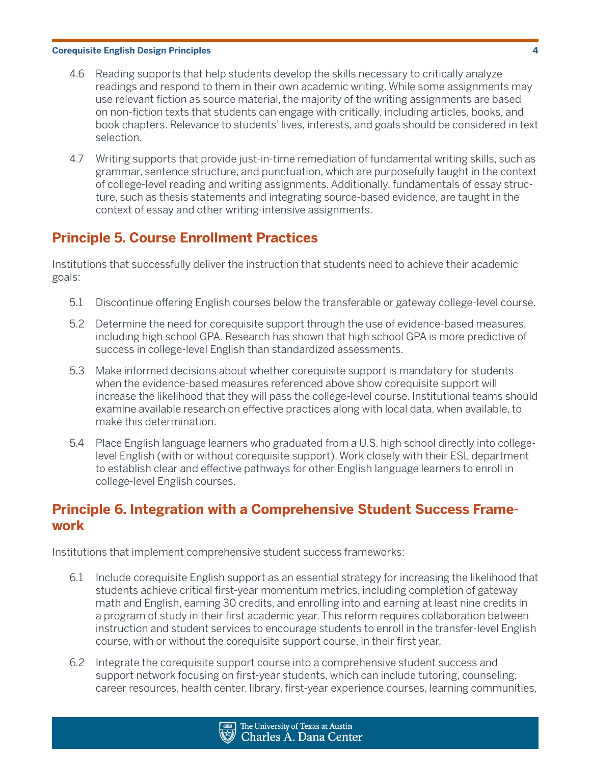4.6 Reading supports that help students develop the skills necessary to critically analyze readings and respond to them in their own academic writing. While some assignments may use relevant fiction as source material, the majority of the writing assignments are based on non-fiction texts that students can engage with critically, including articles, books, and book chapters. Relevance to students' lives, interests, and goals should be considered in text selection.

4.7 Writing supports that provide just-in-time remediation of fundamental writing skills, such as grammar, sentence structure, and punctuation, which are purposefully taught in the context of college-level reading and writing assignments. Additionally, fundamentals of essay structure, such as thesis statements and integrating source-based evidence, are taught in the context of essay and other writing-intensive assignments.

## Principle 5. Course Enrollment Practices

Institutions that successfully deliver the instruction that students need to achieve their academic goals:

5.1 Discontinue offering English courses below the transferable or gateway college-level course.

5.2 Determine the need for corequisite support through the use of evidence-based measures, including high school GPA. Research has shown that high school GPA is more predictive of success in college-level English than standardized assessments.

5.3 Make informed decisions about whether corequisite support is mandatory for students when the evidence-based measures referenced above show corequisite support will increase the likelihood that they will pass the college-level course. Institutional teams should examine available research on effective practices along with local data, when available, to make this determination.

5.4 Place English language learners who graduated from a U.S. high school directly into college-level English (with or without corequisite support). Work closely with their ESL department to establish clear and effective pathways for other English language learners to enroll in college-level English courses.

## Principle 6. Integration with a Comprehensive Student Success Framework

Institutions that implement comprehensive student success frameworks:

6.1 Include corequisite English support as an essential strategy for increasing the likelihood that students achieve critical first-year momentum metrics, including completion of gateway math and English, earning 30 credits, and enrolling into and earning at least nine credits in a program of study in their first academic year. This reform requires collaboration between instruction and student services to encourage students to enroll in the transfer-level English course, with or without the corequisite support course, in their first year.

6.2 Integrate the corequisite support course into a comprehensive student success and support network focusing on first-year students, which can include tutoring, counseling, career resources, health center, library, first-year experience courses, learning communities,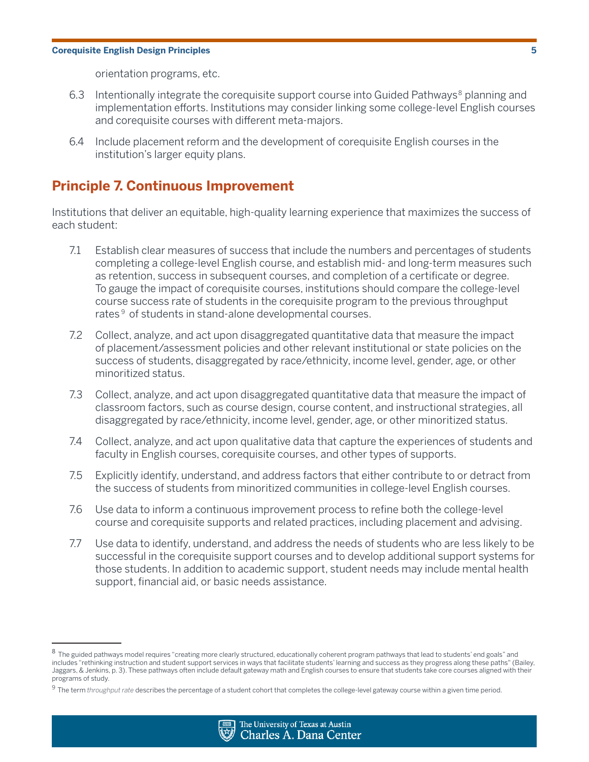orientation programs, etc.

6.3 Intentionally integrate the corequisite support course into Guided Pathways[8] planning and implementation efforts. Institutions may consider linking some college-level English courses and corequisite courses with different meta-majors.

6.4 Include placement reform and the development of corequisite English courses in the institution's larger equity plans.

## Principle 7. Continuous Improvement

Institutions that deliver an equitable, high-quality learning experience that maximizes the success of each student:

7.1 Establish clear measures of success that include the numbers and percentages of students completing a college-level English course, and establish mid- and long-term measures such as retention, success in subsequent courses, and completion of a certificate or degree. To gauge the impact of corequisite courses, institutions should compare the college-level course success rate of students in the corequisite program to the previous throughput rates[9] of students in stand-alone developmental courses.

7.2 Collect, analyze, and act upon disaggregated quantitative data that measure the impact of placement/assessment policies and other relevant institutional or state policies on the success of students, disaggregated by race/ethnicity, income level, gender, age, or other minoritized status.

7.3 Collect, analyze, and act upon disaggregated quantitative data that measure the impact of classroom factors, such as course design, course content, and instructional strategies, all disaggregated by race/ethnicity, income level, gender, age, or other minoritized status.

7.4 Collect, analyze, and act upon qualitative data that capture the experiences of students and faculty in English courses, corequisite courses, and other types of supports.

7.5 Explicitly identify, understand, and address factors that either contribute to or detract from the success of students from minoritized communities in college-level English courses.

7.6 Use data to inform a continuous improvement process to refine both the college-level course and corequisite supports and related practices, including placement and advising.

7.7 Use data to identify, understand, and address the needs of students who are less likely to be successful in the corequisite support courses and to develop additional support systems for those students. In addition to academic support, student needs may include mental health support, financial aid, or basic needs assistance.

---

[8] The guided pathways model requires "creating more clearly structured, educationally coherent program pathways that lead to students' end goals" and includes "rethinking instruction and student support services in ways that facilitate students' learning and success as they progress along these paths" (Bailey, Jaggars, & Jenkins, p. 3). These pathways often include default gateway math and English courses to ensure that students take core courses aligned with their programs of study.

[9] The term *throughput rate* describes the percentage of a student cohort that completes the college-level gateway course within a given time period.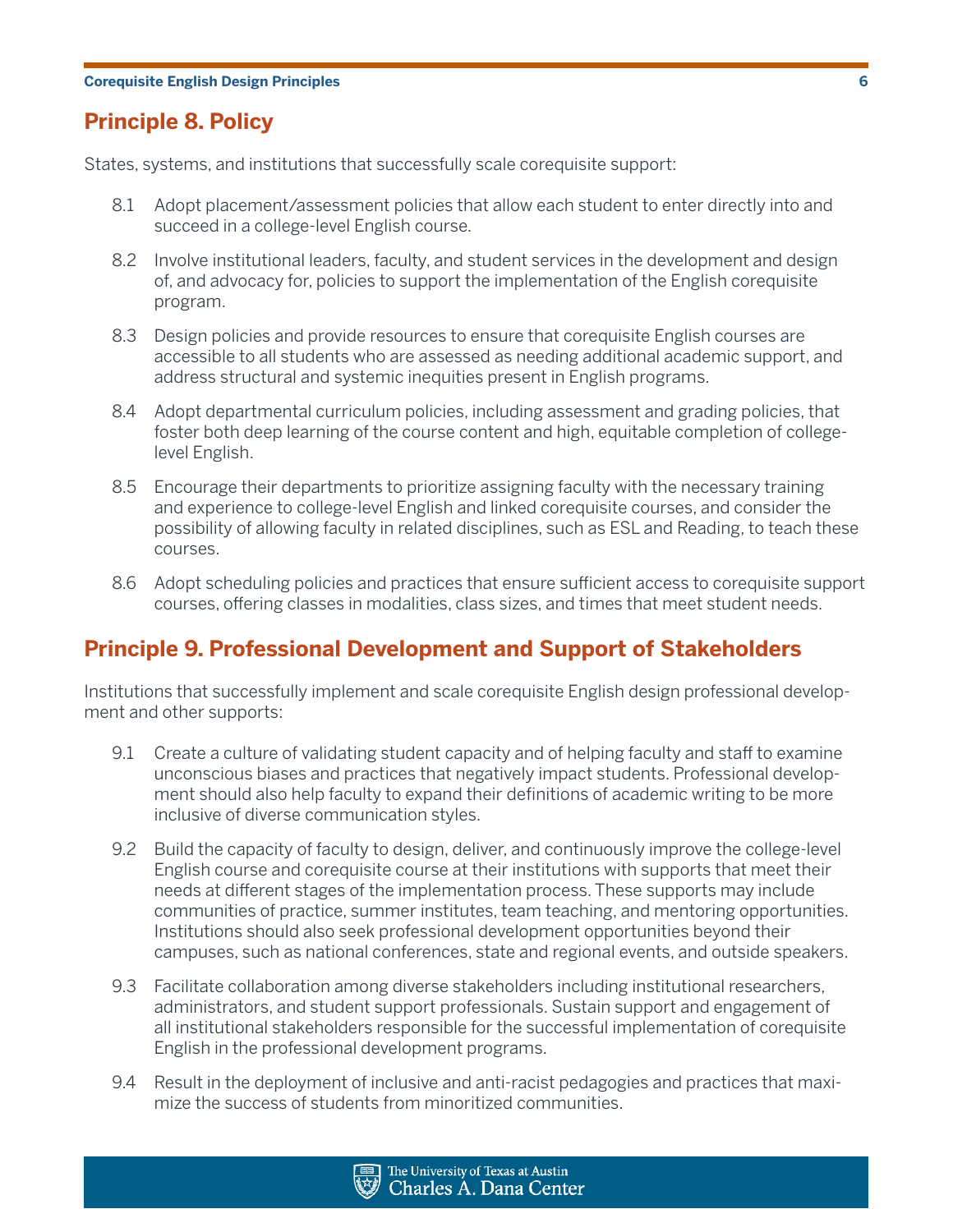## Principle 8. Policy

States, systems, and institutions that successfully scale corequisite support:

8.1 Adopt placement/assessment policies that allow each student to enter directly into and succeed in a college-level English course.

8.2 Involve institutional leaders, faculty, and student services in the development and design of, and advocacy for, policies to support the implementation of the English corequisite program.

8.3 Design policies and provide resources to ensure that corequisite English courses are accessible to all students who are assessed as needing additional academic support, and address structural and systemic inequities present in English programs.

8.4 Adopt departmental curriculum policies, including assessment and grading policies, that foster both deep learning of the course content and high, equitable completion of college-level English.

8.5 Encourage their departments to prioritize assigning faculty with the necessary training and experience to college-level English and linked corequisite courses, and consider the possibility of allowing faculty in related disciplines, such as ESL and Reading, to teach these courses.

8.6 Adopt scheduling policies and practices that ensure sufficient access to corequisite support courses, offering classes in modalities, class sizes, and times that meet student needs.

## Principle 9. Professional Development and Support of Stakeholders

Institutions that successfully implement and scale corequisite English design professional development and other supports:

9.1 Create a culture of validating student capacity and of helping faculty and staff to examine unconscious biases and practices that negatively impact students. Professional development should also help faculty to expand their definitions of academic writing to be more inclusive of diverse communication styles.

9.2 Build the capacity of faculty to design, deliver, and continuously improve the college-level English course and corequisite course at their institutions with supports that meet their needs at different stages of the implementation process. These supports may include communities of practice, summer institutes, team teaching, and mentoring opportunities. Institutions should also seek professional development opportunities beyond their campuses, such as national conferences, state and regional events, and outside speakers.

9.3 Facilitate collaboration among diverse stakeholders including institutional researchers, administrators, and student support professionals. Sustain support and engagement of all institutional stakeholders responsible for the successful implementation of corequisite English in the professional development programs.

9.4 Result in the deployment of inclusive and anti-racist pedagogies and practices that maximize the success of students from minoritized communities.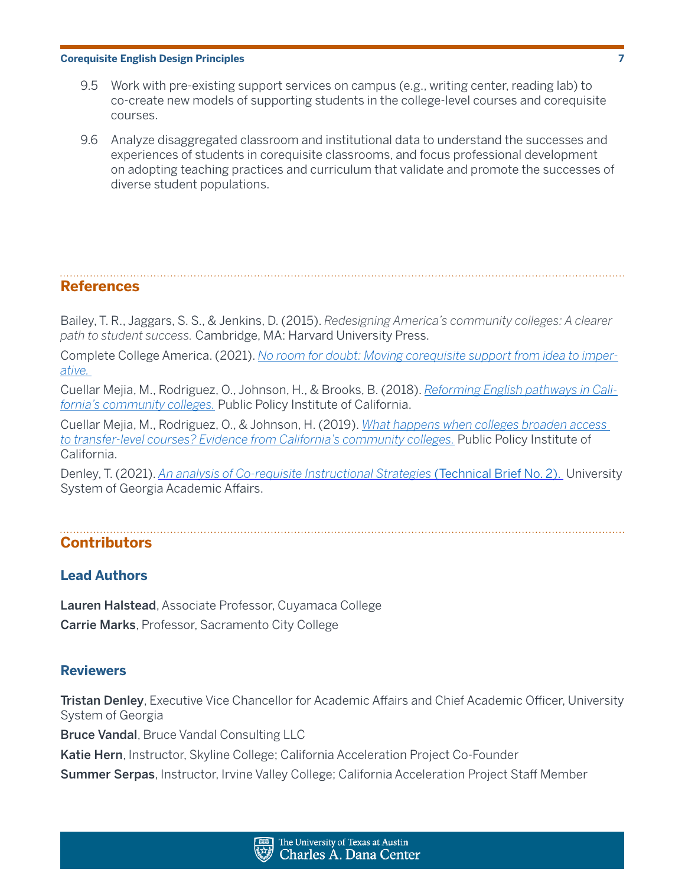9.5 Work with pre-existing support services on campus (e.g., writing center, reading lab) to co-create new models of supporting students in the college-level courses and corequisite courses.

9.6 Analyze disaggregated classroom and institutional data to understand the successes and experiences of students in corequisite classrooms, and focus professional development on adopting teaching practices and curriculum that validate and promote the successes of diverse student populations.

## References

Bailey, T. R., Jaggars, S. S., & Jenkins, D. (2015). *Redesigning America's community colleges: A clearer path to student success.* Cambridge, MA: Harvard University Press.

Complete College America. (2021). *No room for doubt: Moving corequisite support from idea to imperative.*

Cuellar Mejia, M., Rodriguez, O., Johnson, H., & Brooks, B. (2018). *Reforming English pathways in California's community colleges.* Public Policy Institute of California.

Cuellar Mejia, M., Rodriguez, O., & Johnson, H. (2019). *What happens when colleges broaden access to transfer-level courses? Evidence from California's community colleges.* Public Policy Institute of California.

Denley, T. (2021). *An analysis of Co-requisite Instructional Strategies* (Technical Brief No. 2). University System of Georgia Academic Affairs.

## Contributors

### Lead Authors

**Lauren Halstead**, Associate Professor, Cuyamaca College

**Carrie Marks**, Professor, Sacramento City College

### Reviewers

**Tristan Denley**, Executive Vice Chancellor for Academic Affairs and Chief Academic Officer, University System of Georgia

**Bruce Vandal**, Bruce Vandal Consulting LLC

**Katie Hern**, Instructor, Skyline College; California Acceleration Project Co-Founder

**Summer Serpas**, Instructor, Irvine Valley College; California Acceleration Project Staff Member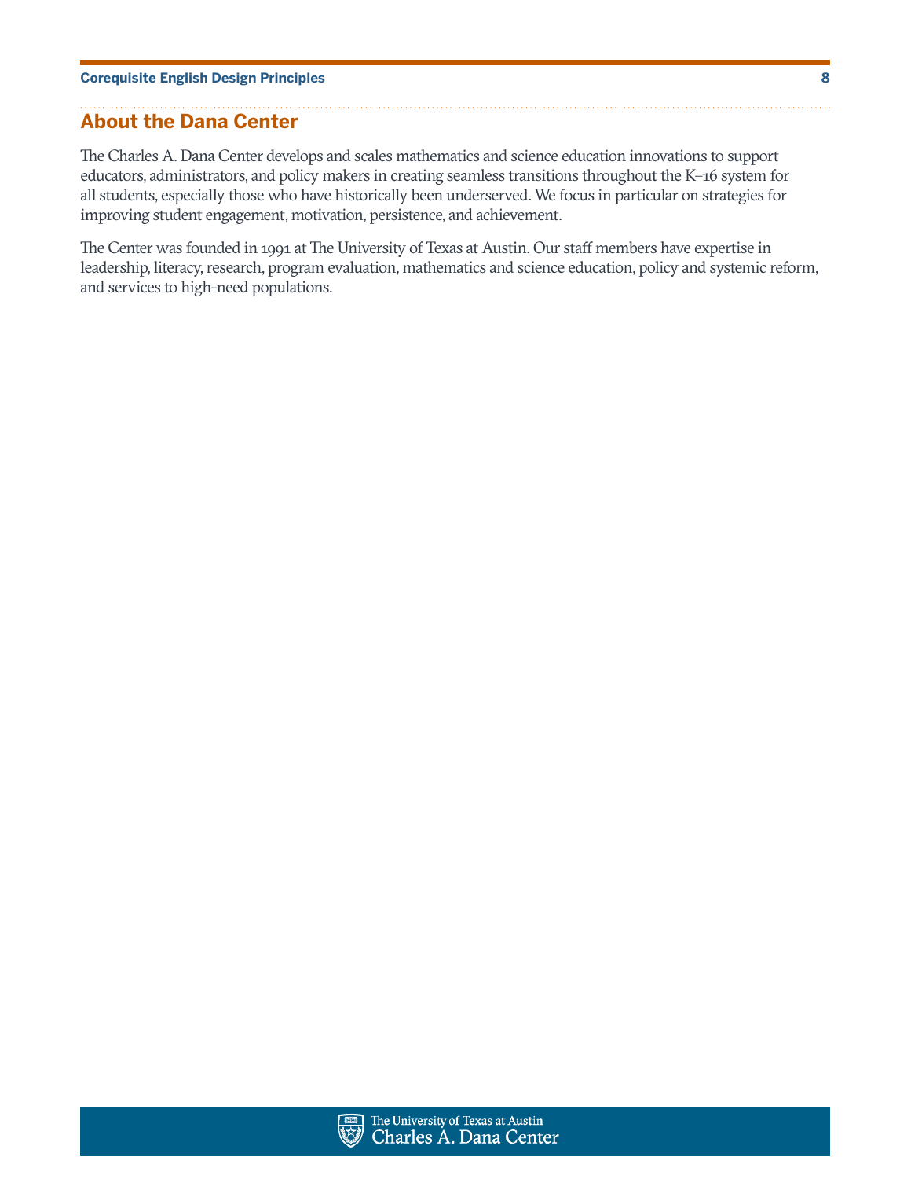## About the Dana Center

The Charles A. Dana Center develops and scales mathematics and science education innovations to support educators, administrators, and policy makers in creating seamless transitions throughout the K–16 system for all students, especially those who have historically been underserved. We focus in particular on strategies for improving student engagement, motivation, persistence, and achievement.

The Center was founded in 1991 at The University of Texas at Austin. Our staff members have expertise in leadership, literacy, research, program evaluation, mathematics and science education, policy and systemic reform, and services to high-need populations.

The University of Texas at Austin
Charles A. Dana Center